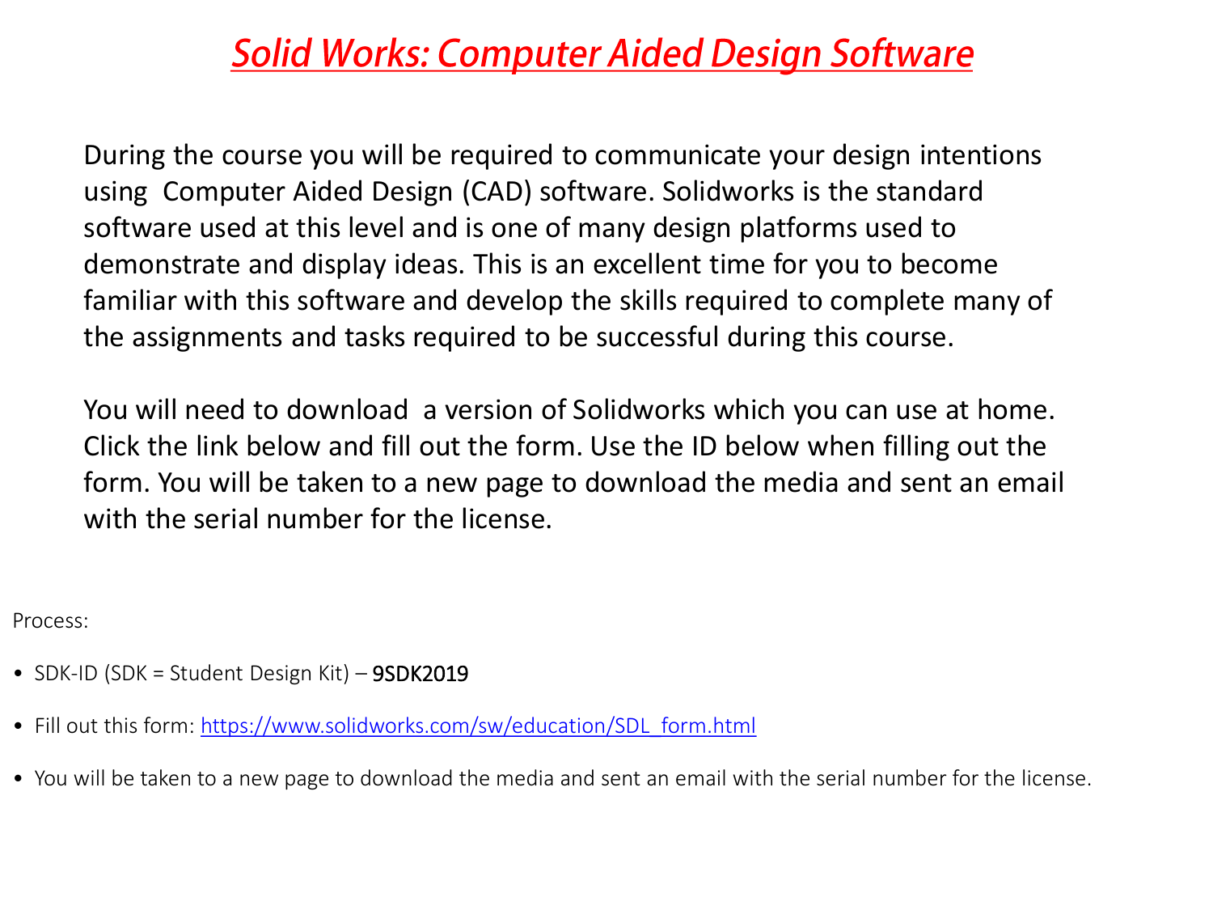# *Solid Works: Computer Aided Design Software*

During the course you will be required to communicate your design intentions using Computer Aided Design (CAD) software. Solidworks is the standard software used at this level and is one of many design platforms used to demonstrate and display ideas. This is an excellent time for you to become familiar with this software and develop the skills required to complete many of the assignments and tasks required to be successful during this course.

You will need to download a version of Solidworks which you can use at home. Click the link below and fill out the form. Use the ID below when filling out the form. You will be taken to a new page to download the media and sent an email with the serial number for the license.

Process:

- SDK-ID (SDK = Student Design Kit) – 9SDK2019
- Fill out this form: [https://www.solidworks.com/sw/education/SDL_form.html](https://www.solidworks.com/sw/education/SDL_form.html)
- You will be taken to a new page to download the media and sent an email with the serial number for the license.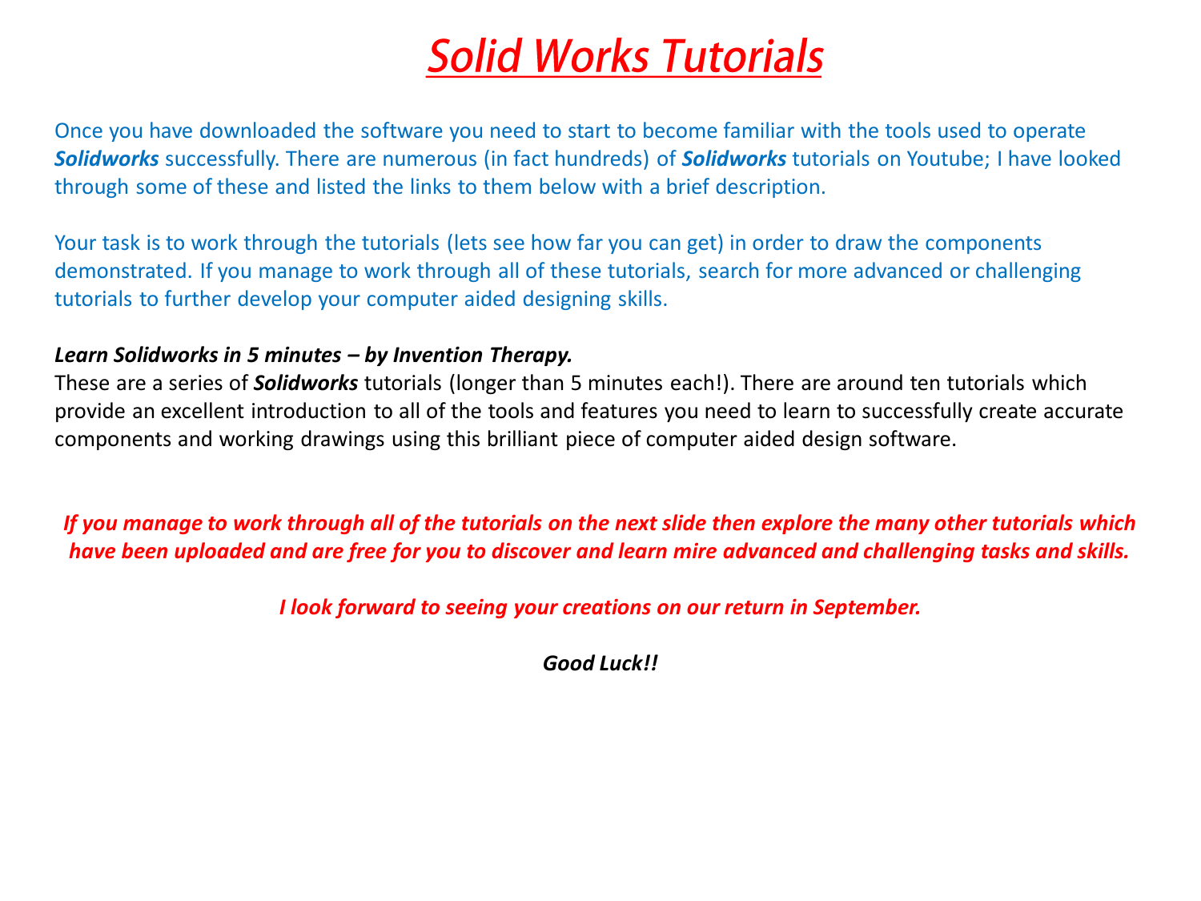# *Solid Works Tutorials*

Once you have downloaded the software you need to start to become familiar with the tools used to operate ***Solidworks*** successfully. There are numerous (in fact hundreds) of ***Solidworks*** tutorials on Youtube; I have looked through some of these and listed the links to them below with a brief description.

Your task is to work through the tutorials (lets see how far you can get) in order to draw the components demonstrated. If you manage to work through all of these tutorials, search for more advanced or challenging tutorials to further develop your computer aided designing skills.

***Learn Solidworks in 5 minutes – by Invention Therapy.***
These are a series of ***Solidworks*** tutorials (longer than 5 minutes each!). There are around ten tutorials which provide an excellent introduction to all of the tools and features you need to learn to successfully create accurate components and working drawings using this brilliant piece of computer aided design software.

***If you manage to work through all of the tutorials on the next slide then explore the many other tutorials which have been uploaded and are free for you to discover and learn mire advanced and challenging tasks and skills.***

***I look forward to seeing your creations on our return in September.***

***Good Luck!!***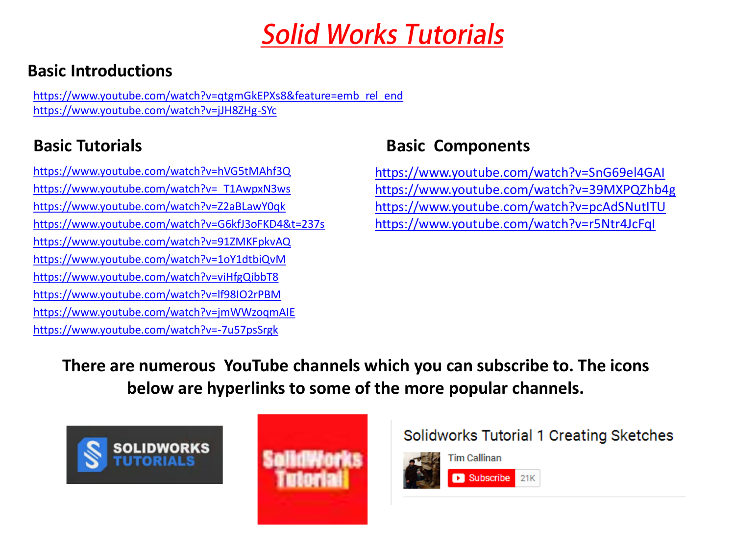# Solid Works Tutorials

## Basic Introductions

https://www.youtube.com/watch?v=qtgmGkEPXs8&feature=emb_rel_end
https://www.youtube.com/watch?v=jJH8ZHg-SYc

## Basic Tutorials

https://www.youtube.com/watch?v=hVG5tMAhf3Q
https://www.youtube.com/watch?v=_T1AwpxN3ws
https://www.youtube.com/watch?v=Z2aBLawY0qk
https://www.youtube.com/watch?v=G6kfJ3oFKD4&t=237s
https://www.youtube.com/watch?v=91ZMKFpkvAQ
https://www.youtube.com/watch?v=1oY1dtbiQvM
https://www.youtube.com/watch?v=viHfgQibbT8
https://www.youtube.com/watch?v=lf98lO2rPBM
https://www.youtube.com/watch?v=jmWWzoqmAIE
https://www.youtube.com/watch?v=-7u57psSrgk

## Basic Components

https://www.youtube.com/watch?v=SnG69el4GAI
https://www.youtube.com/watch?v=39MXPQZhb4g
https://www.youtube.com/watch?v=pcAdSNutITU
https://www.youtube.com/watch?v=r5Ntr4JcFql

**There are numerous YouTube channels which you can subscribe to. The icons below are hyperlinks to some of the more popular channels.**

SOLIDWORKS TUTORIALS

SolidWorks Tutorial

Solidworks Tutorial 1 Creating Sketches

Tim Callinan

Subscribe 21K